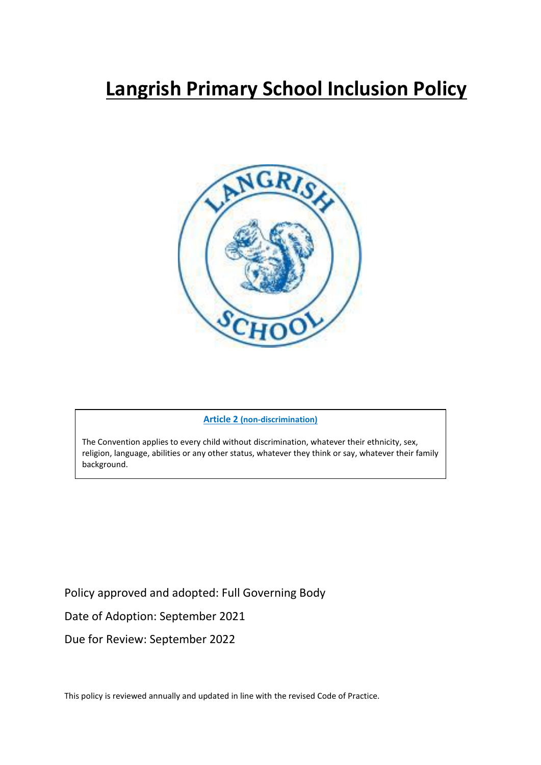# Langrish Primary School Inclusion Policy

**Article 2 (non-discrimination)**

The Convention applies to every child without discrimination, whatever their ethnicity, sex, religion, language, abilities or any other status, whatever they think or say, whatever their family background.

Policy approved and adopted: Full Governing Body

Date of Adoption: September 2021

Due for Review: September 2022

This policy is reviewed annually and updated in line with the revised Code of Practice.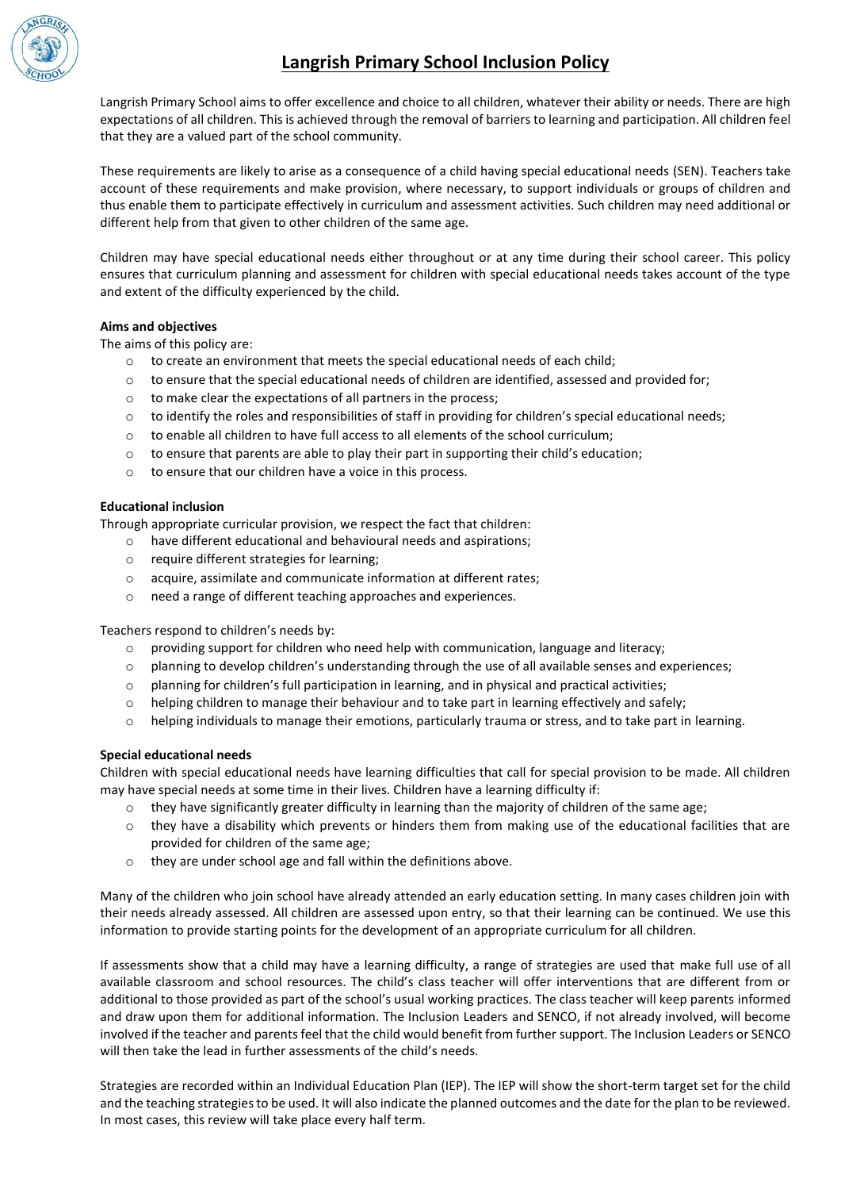# Langrish Primary School Inclusion Policy

Langrish Primary School aims to offer excellence and choice to all children, whatever their ability or needs. There are high expectations of all children. This is achieved through the removal of barriers to learning and participation. All children feel that they are a valued part of the school community.

These requirements are likely to arise as a consequence of a child having special educational needs (SEN). Teachers take account of these requirements and make provision, where necessary, to support individuals or groups of children and thus enable them to participate effectively in curriculum and assessment activities. Such children may need additional or different help from that given to other children of the same age.

Children may have special educational needs either throughout or at any time during their school career. This policy ensures that curriculum planning and assessment for children with special educational needs takes account of the type and extent of the difficulty experienced by the child.

**Aims and objectives**

The aims of this policy are:

- to create an environment that meets the special educational needs of each child;
- to ensure that the special educational needs of children are identified, assessed and provided for;
- to make clear the expectations of all partners in the process;
- to identify the roles and responsibilities of staff in providing for children's special educational needs;
- to enable all children to have full access to all elements of the school curriculum;
- to ensure that parents are able to play their part in supporting their child's education;
- to ensure that our children have a voice in this process.

**Educational inclusion**

Through appropriate curricular provision, we respect the fact that children:

- have different educational and behavioural needs and aspirations;
- require different strategies for learning;
- acquire, assimilate and communicate information at different rates;
- need a range of different teaching approaches and experiences.

Teachers respond to children's needs by:

- providing support for children who need help with communication, language and literacy;
- planning to develop children's understanding through the use of all available senses and experiences;
- planning for children's full participation in learning, and in physical and practical activities;
- helping children to manage their behaviour and to take part in learning effectively and safely;
- helping individuals to manage their emotions, particularly trauma or stress, and to take part in learning.

**Special educational needs**

Children with special educational needs have learning difficulties that call for special provision to be made. All children may have special needs at some time in their lives. Children have a learning difficulty if:

- they have significantly greater difficulty in learning than the majority of children of the same age;
- they have a disability which prevents or hinders them from making use of the educational facilities that are provided for children of the same age;
- they are under school age and fall within the definitions above.

Many of the children who join school have already attended an early education setting. In many cases children join with their needs already assessed. All children are assessed upon entry, so that their learning can be continued. We use this information to provide starting points for the development of an appropriate curriculum for all children.

If assessments show that a child may have a learning difficulty, a range of strategies are used that make full use of all available classroom and school resources. The child's class teacher will offer interventions that are different from or additional to those provided as part of the school's usual working practices. The class teacher will keep parents informed and draw upon them for additional information. The Inclusion Leaders and SENCO, if not already involved, will become involved if the teacher and parents feel that the child would benefit from further support. The Inclusion Leaders or SENCO will then take the lead in further assessments of the child's needs.

Strategies are recorded within an Individual Education Plan (IEP). The IEP will show the short-term target set for the child and the teaching strategies to be used. It will also indicate the planned outcomes and the date for the plan to be reviewed. In most cases, this review will take place every half term.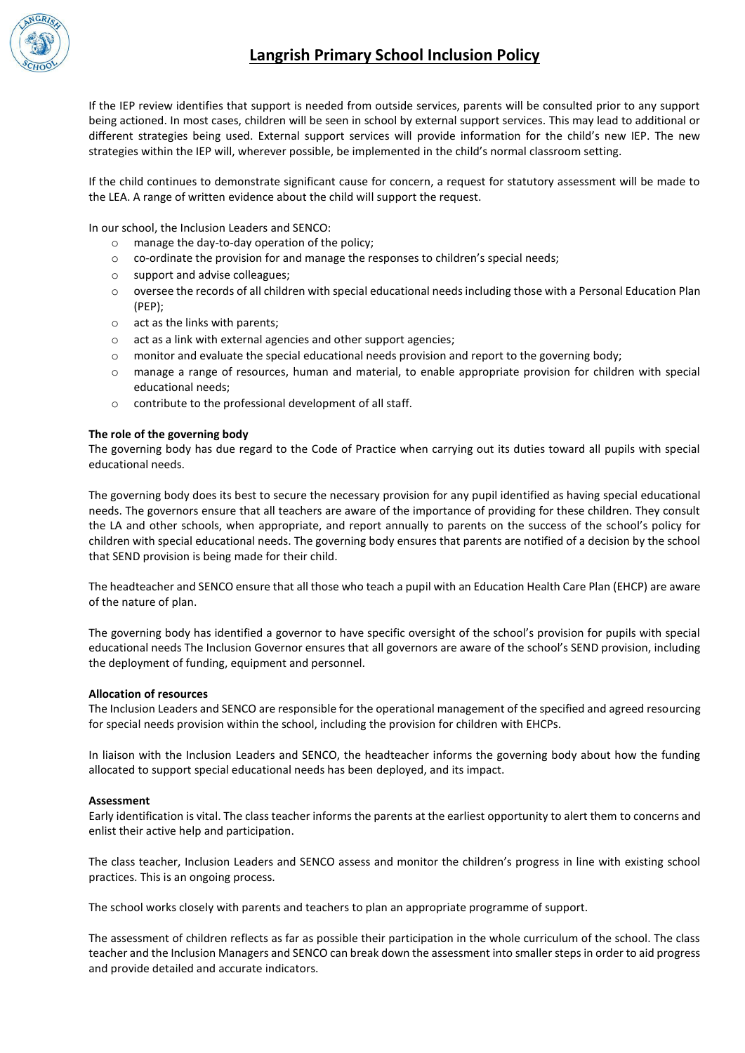If the IEP review identifies that support is needed from outside services, parents will be consulted prior to any support being actioned. In most cases, children will be seen in school by external support services. This may lead to additional or different strategies being used. External support services will provide information for the child's new IEP. The new strategies within the IEP will, wherever possible, be implemented in the child's normal classroom setting.

If the child continues to demonstrate significant cause for concern, a request for statutory assessment will be made to the LEA. A range of written evidence about the child will support the request.

In our school, the Inclusion Leaders and SENCO:

- manage the day-to-day operation of the policy;
- co-ordinate the provision for and manage the responses to children's special needs;
- support and advise colleagues;
- oversee the records of all children with special educational needs including those with a Personal Education Plan (PEP);
- act as the links with parents;
- act as a link with external agencies and other support agencies;
- monitor and evaluate the special educational needs provision and report to the governing body;
- manage a range of resources, human and material, to enable appropriate provision for children with special educational needs;
- contribute to the professional development of all staff.

**The role of the governing body**

The governing body has due regard to the Code of Practice when carrying out its duties toward all pupils with special educational needs.

The governing body does its best to secure the necessary provision for any pupil identified as having special educational needs. The governors ensure that all teachers are aware of the importance of providing for these children. They consult the LA and other schools, when appropriate, and report annually to parents on the success of the school's policy for children with special educational needs. The governing body ensures that parents are notified of a decision by the school that SEND provision is being made for their child.

The headteacher and SENCO ensure that all those who teach a pupil with an Education Health Care Plan (EHCP) are aware of the nature of plan.

The governing body has identified a governor to have specific oversight of the school's provision for pupils with special educational needs The Inclusion Governor ensures that all governors are aware of the school's SEND provision, including the deployment of funding, equipment and personnel.

**Allocation of resources**

The Inclusion Leaders and SENCO are responsible for the operational management of the specified and agreed resourcing for special needs provision within the school, including the provision for children with EHCPs.

In liaison with the Inclusion Leaders and SENCO, the headteacher informs the governing body about how the funding allocated to support special educational needs has been deployed, and its impact.

**Assessment**

Early identification is vital. The class teacher informs the parents at the earliest opportunity to alert them to concerns and enlist their active help and participation.

The class teacher, Inclusion Leaders and SENCO assess and monitor the children's progress in line with existing school practices. This is an ongoing process.

The school works closely with parents and teachers to plan an appropriate programme of support.

The assessment of children reflects as far as possible their participation in the whole curriculum of the school. The class teacher and the Inclusion Managers and SENCO can break down the assessment into smaller steps in order to aid progress and provide detailed and accurate indicators.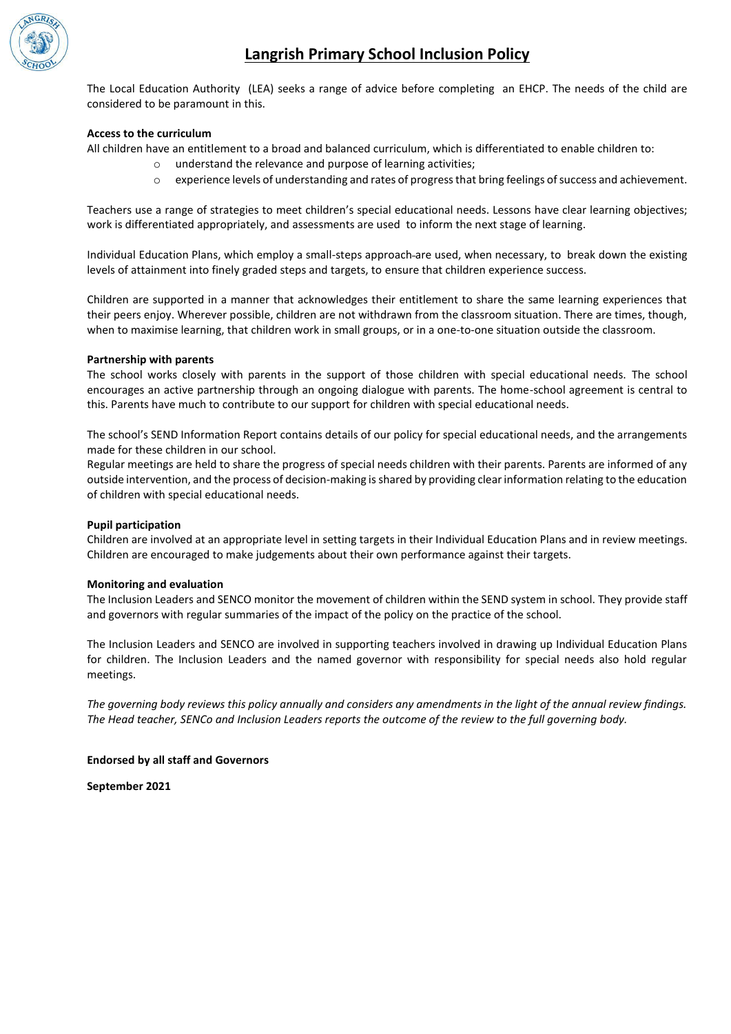# Langrish Primary School Inclusion Policy

The Local Education Authority (LEA) seeks a range of advice before completing an EHCP. The needs of the child are considered to be paramount in this.

**Access to the curriculum**

All children have an entitlement to a broad and balanced curriculum, which is differentiated to enable children to:

- understand the relevance and purpose of learning activities;
- experience levels of understanding and rates of progress that bring feelings of success and achievement.

Teachers use a range of strategies to meet children's special educational needs. Lessons have clear learning objectives; work is differentiated appropriately, and assessments are used to inform the next stage of learning.

Individual Education Plans, which employ a small-steps approach are used, when necessary, to break down the existing levels of attainment into finely graded steps and targets, to ensure that children experience success.

Children are supported in a manner that acknowledges their entitlement to share the same learning experiences that their peers enjoy. Wherever possible, children are not withdrawn from the classroom situation. There are times, though, when to maximise learning, that children work in small groups, or in a one-to-one situation outside the classroom.

**Partnership with parents**

The school works closely with parents in the support of those children with special educational needs. The school encourages an active partnership through an ongoing dialogue with parents. The home-school agreement is central to this. Parents have much to contribute to our support for children with special educational needs.

The school's SEND Information Report contains details of our policy for special educational needs, and the arrangements made for these children in our school.

Regular meetings are held to share the progress of special needs children with their parents. Parents are informed of any outside intervention, and the process of decision-making is shared by providing clear information relating to the education of children with special educational needs.

**Pupil participation**

Children are involved at an appropriate level in setting targets in their Individual Education Plans and in review meetings. Children are encouraged to make judgements about their own performance against their targets.

**Monitoring and evaluation**

The Inclusion Leaders and SENCO monitor the movement of children within the SEND system in school. They provide staff and governors with regular summaries of the impact of the policy on the practice of the school.

The Inclusion Leaders and SENCO are involved in supporting teachers involved in drawing up Individual Education Plans for children. The Inclusion Leaders and the named governor with responsibility for special needs also hold regular meetings.

*The governing body reviews this policy annually and considers any amendments in the light of the annual review findings. The Head teacher, SENCo and Inclusion Leaders reports the outcome of the review to the full governing body.*

**Endorsed by all staff and Governors**

**September 2021**